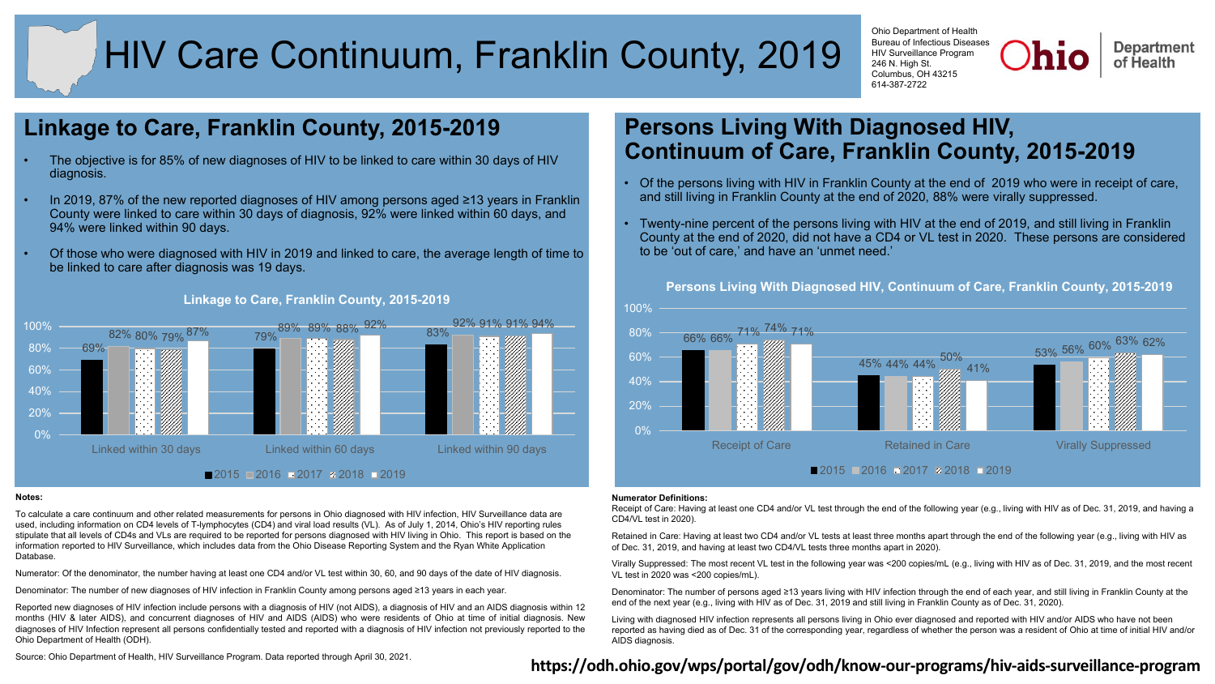# HIV Care Continuum, Franklin County, 2019

Ohio Department of Health
Bureau of Infectious Diseases
HIV Surveillance Program
246 N. High St.
Columbus, OH 43215
614-387-2722

Ohio Department of Health

## Linkage to Care, Franklin County, 2015-2019

- The objective is for 85% of new diagnoses of HIV to be linked to care within 30 days of HIV diagnosis.
- In 2019, 87% of the new reported diagnoses of HIV among persons aged ≥13 years in Franklin County were linked to care within 30 days of diagnosis, 92% were linked within 60 days, and 94% were linked within 90 days.
- Of those who were diagnosed with HIV in 2019 and linked to care, the average length of time to be linked to care after diagnosis was 19 days.

### Linkage to Care, Franklin County, 2015-2019

| | 2015 | 2016 | 2017 | 2018 | 2019 |
|---|---|---|---|---|---|
| Linked within 30 days | 69% | 82% | 80% | 79% | 87% |
| Linked within 60 days | 79% | 89% | 89% | 88% | 92% |
| Linked within 90 days | 83% | 92% | 91% | 91% | 94% |

## Persons Living With Diagnosed HIV, Continuum of Care, Franklin County, 2015-2019

- Of the persons living with HIV in Franklin County at the end of 2019 who were in receipt of care, and still living in Franklin County at the end of 2020, 88% were virally suppressed.
- Twenty-nine percent of the persons living with HIV at the end of 2019, and still living in Franklin County at the end of 2020, did not have a CD4 or VL test in 2020. These persons are considered to be 'out of care,' and have an 'unmet need.'

### Persons Living With Diagnosed HIV, Continuum of Care, Franklin County, 2015-2019

| | 2015 | 2016 | 2017 | 2018 | 2019 |
|---|---|---|---|---|---|
| Receipt of Care | 66% | 66% | 71% | 74% | 71% |
| Retained in Care | 45% | 44% | 44% | 50% | 41% |
| Virally Suppressed | 53% | 56% | 60% | 63% | 62% |

**Notes:**

To calculate a care continuum and other related measurements for persons in Ohio diagnosed with HIV infection, HIV Surveillance data are used, including information on CD4 levels of T-lymphocytes (CD4) and viral load results (VL). As of July 1, 2014, Ohio's HIV reporting rules stipulate that all levels of CD4s and VLs are required to be reported for persons diagnosed with HIV living in Ohio. This report is based on the information reported to HIV Surveillance, which includes data from the Ohio Disease Reporting System and the Ryan White Application Database.

Numerator: Of the denominator, the number having at least one CD4 and/or VL test within 30, 60, and 90 days of the date of HIV diagnosis.

Denominator: The number of new diagnoses of HIV infection in Franklin County among persons aged ≥13 years in each year.

Reported new diagnoses of HIV infection include persons with a diagnosis of HIV (not AIDS), a diagnosis of HIV and an AIDS diagnosis within 12 months (HIV & later AIDS), and concurrent diagnoses of HIV and AIDS (AIDS) who were residents of Ohio at time of initial diagnosis. New diagnoses of HIV Infection represent all persons confidentially tested and reported with a diagnosis of HIV infection not previously reported to the Ohio Department of Health (ODH).

Source: Ohio Department of Health, HIV Surveillance Program. Data reported through April 30, 2021.

**Numerator Definitions:**

Receipt of Care: Having at least one CD4 and/or VL test through the end of the following year (e.g., living with HIV as of Dec. 31, 2019, and having a CD4/VL test in 2020).

Retained in Care: Having at least two CD4 and/or VL tests at least three months apart through the end of the following year (e.g., living with HIV as of Dec. 31, 2019, and having at least two CD4/VL tests three months apart in 2020).

Virally Suppressed: The most recent VL test in the following year was <200 copies/mL (e.g., living with HIV as of Dec. 31, 2019, and the most recent VL test in 2020 was <200 copies/mL).

Denominator: The number of persons aged ≥13 years living with HIV infection through the end of each year, and still living in Franklin County at the end of the next year (e.g., living with HIV as of Dec. 31, 2019 and still living in Franklin County as of Dec. 31, 2020).

Living with diagnosed HIV infection represents all persons living in Ohio ever diagnosed and reported with HIV and/or AIDS who have not been reported as having died as of Dec. 31 of the corresponding year, regardless of whether the person was a resident of Ohio at time of initial HIV and/or AIDS diagnosis.

**https://odh.ohio.gov/wps/portal/gov/odh/know-our-programs/hiv-aids-surveillance-program**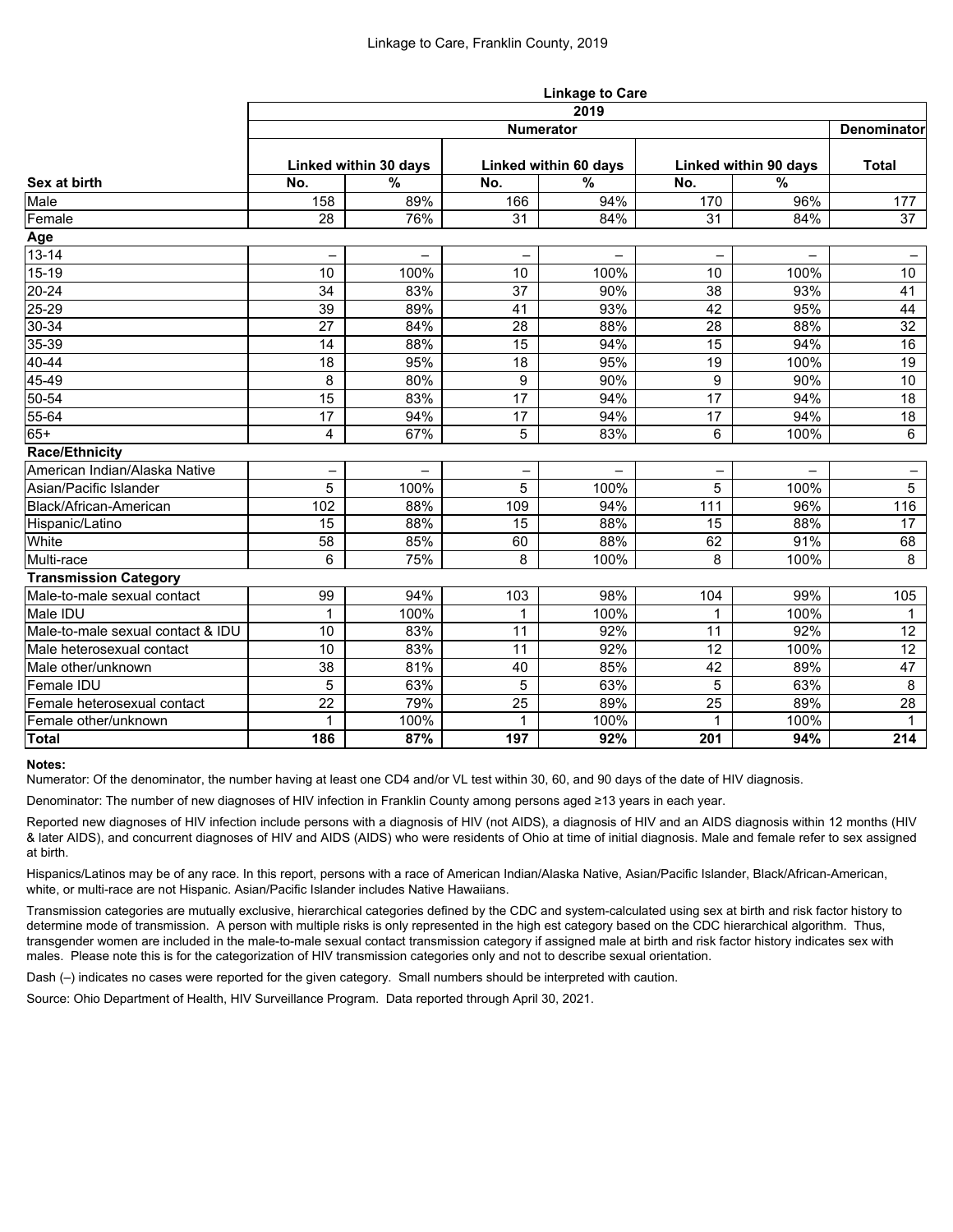# Linkage to Care, Franklin County, 2019

| | Linkage to Care | | | | | | |
|---|---|---|---|---|---|---|---|
| | 2019 | | | | | | |
| | Numerator | | | | | | Denominator |
| | Linked within 30 days | | Linked within 60 days | | Linked within 90 days | | Total |
| **Sex at birth** | No. | % | No. | % | No. | % | |
| Male | 158 | 89% | 166 | 94% | 170 | 96% | 177 |
| Female | 28 | 76% | 31 | 84% | 31 | 84% | 37 |
| **Age** | | | | | | | |
| 13-14 | – | – | – | – | – | – | – |
| 15-19 | 10 | 100% | 10 | 100% | 10 | 100% | 10 |
| 20-24 | 34 | 83% | 37 | 90% | 38 | 93% | 41 |
| 25-29 | 39 | 89% | 41 | 93% | 42 | 95% | 44 |
| 30-34 | 27 | 84% | 28 | 88% | 28 | 88% | 32 |
| 35-39 | 14 | 88% | 15 | 94% | 15 | 94% | 16 |
| 40-44 | 18 | 95% | 18 | 95% | 19 | 100% | 19 |
| 45-49 | 8 | 80% | 9 | 90% | 9 | 90% | 10 |
| 50-54 | 15 | 83% | 17 | 94% | 17 | 94% | 18 |
| 55-64 | 17 | 94% | 17 | 94% | 17 | 94% | 18 |
| 65+ | 4 | 67% | 5 | 83% | 6 | 100% | 6 |
| **Race/Ethnicity** | | | | | | | |
| American Indian/Alaska Native | – | – | – | – | – | – | – |
| Asian/Pacific Islander | 5 | 100% | 5 | 100% | 5 | 100% | 5 |
| Black/African-American | 102 | 88% | 109 | 94% | 111 | 96% | 116 |
| Hispanic/Latino | 15 | 88% | 15 | 88% | 15 | 88% | 17 |
| White | 58 | 85% | 60 | 88% | 62 | 91% | 68 |
| Multi-race | 6 | 75% | 8 | 100% | 8 | 100% | 8 |
| **Transmission Category** | | | | | | | |
| Male-to-male sexual contact | 99 | 94% | 103 | 98% | 104 | 99% | 105 |
| Male IDU | 1 | 100% | 1 | 100% | 1 | 100% | 1 |
| Male-to-male sexual contact & IDU | 10 | 83% | 11 | 92% | 11 | 92% | 12 |
| Male heterosexual contact | 10 | 83% | 11 | 92% | 12 | 100% | 12 |
| Male other/unknown | 38 | 81% | 40 | 85% | 42 | 89% | 47 |
| Female IDU | 5 | 63% | 5 | 63% | 5 | 63% | 8 |
| Female heterosexual contact | 22 | 79% | 25 | 89% | 25 | 89% | 28 |
| Female other/unknown | 1 | 100% | 1 | 100% | 1 | 100% | 1 |
| **Total** | **186** | **87%** | **197** | **92%** | **201** | **94%** | **214** |

**Notes:**

Numerator: Of the denominator, the number having at least one CD4 and/or VL test within 30, 60, and 90 days of the date of HIV diagnosis.

Denominator: The number of new diagnoses of HIV infection in Franklin County among persons aged ≥13 years in each year.

Reported new diagnoses of HIV infection include persons with a diagnosis of HIV (not AIDS), a diagnosis of HIV and an AIDS diagnosis within 12 months (HIV & later AIDS), and concurrent diagnoses of HIV and AIDS (AIDS) who were residents of Ohio at time of initial diagnosis. Male and female refer to sex assigned at birth.

Hispanics/Latinos may be of any race. In this report, persons with a race of American Indian/Alaska Native, Asian/Pacific Islander, Black/African-American, white, or multi-race are not Hispanic. Asian/Pacific Islander includes Native Hawaiians.

Transmission categories are mutually exclusive, hierarchical categories defined by the CDC and system-calculated using sex at birth and risk factor history to determine mode of transmission. A person with multiple risks is only represented in the high est category based on the CDC hierarchical algorithm. Thus, transgender women are included in the male-to-male sexual contact transmission category if assigned male at birth and risk factor history indicates sex with males. Please note this is for the categorization of HIV transmission categories only and not to describe sexual orientation.

Dash (–) indicates no cases were reported for the given category. Small numbers should be interpreted with caution.

Source: Ohio Department of Health, HIV Surveillance Program. Data reported through April 30, 2021.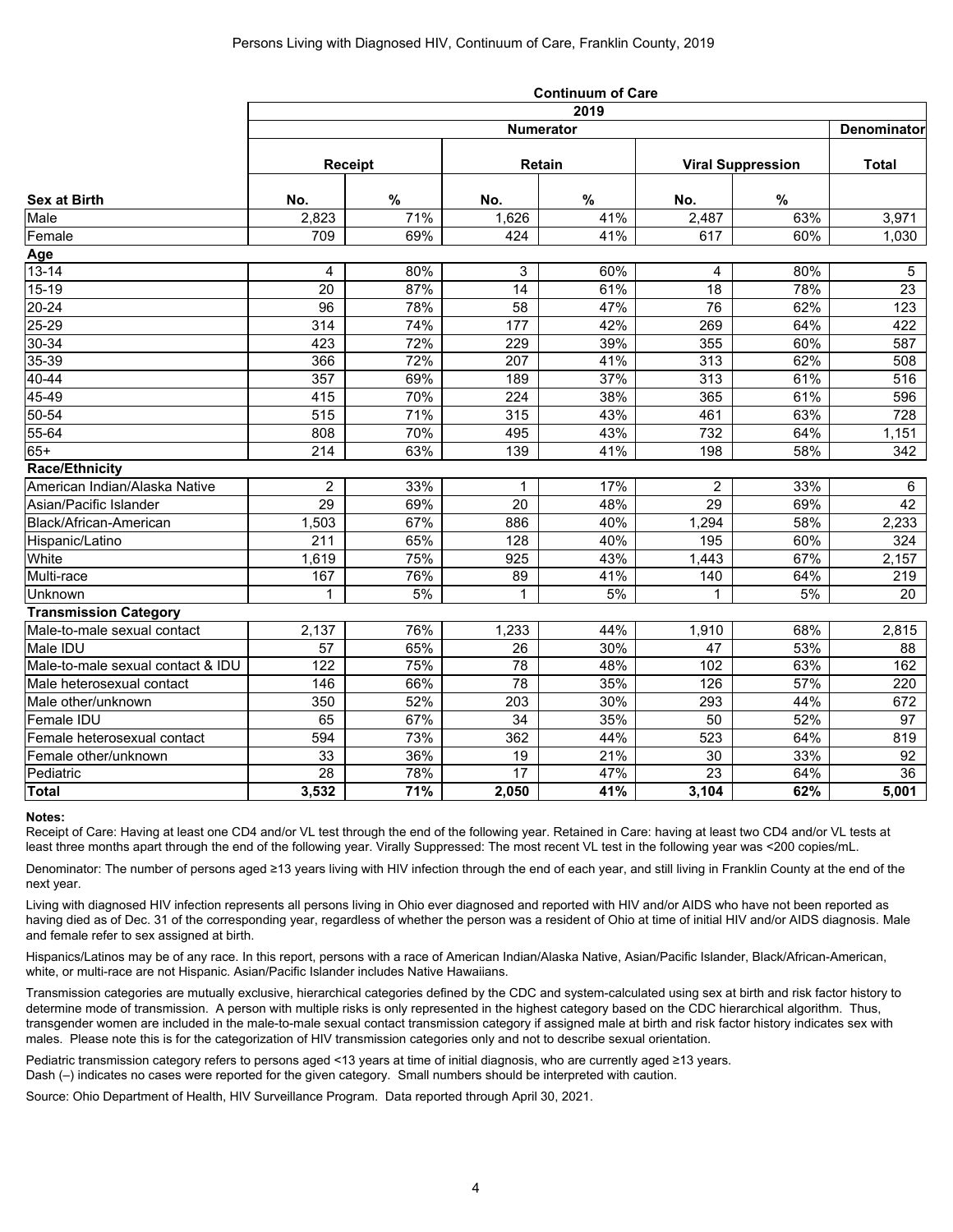# Persons Living with Diagnosed HIV, Continuum of Care, Franklin County, 2019

| | Continuum of Care | | | | | | |
|---|---|---|---|---|---|---|---|
| | 2019 | | | | | | |
| | Numerator | | | | | | Denominator |
| | Receipt | | Retain | | Viral Suppression | | Total |
| **Sex at Birth** | No. | % | No. | % | No. | % | |
| Male | 2,823 | 71% | 1,626 | 41% | 2,487 | 63% | 3,971 |
| Female | 709 | 69% | 424 | 41% | 617 | 60% | 1,030 |
| **Age** | | | | | | | |
| 13-14 | 4 | 80% | 3 | 60% | 4 | 80% | 5 |
| 15-19 | 20 | 87% | 14 | 61% | 18 | 78% | 23 |
| 20-24 | 96 | 78% | 58 | 47% | 76 | 62% | 123 |
| 25-29 | 314 | 74% | 177 | 42% | 269 | 64% | 422 |
| 30-34 | 423 | 72% | 229 | 39% | 355 | 60% | 587 |
| 35-39 | 366 | 72% | 207 | 41% | 313 | 62% | 508 |
| 40-44 | 357 | 69% | 189 | 37% | 313 | 61% | 516 |
| 45-49 | 415 | 70% | 224 | 38% | 365 | 61% | 596 |
| 50-54 | 515 | 71% | 315 | 43% | 461 | 63% | 728 |
| 55-64 | 808 | 70% | 495 | 43% | 732 | 64% | 1,151 |
| 65+ | 214 | 63% | 139 | 41% | 198 | 58% | 342 |
| **Race/Ethnicity** | | | | | | | |
| American Indian/Alaska Native | 2 | 33% | 1 | 17% | 2 | 33% | 6 |
| Asian/Pacific Islander | 29 | 69% | 20 | 48% | 29 | 69% | 42 |
| Black/African-American | 1,503 | 67% | 886 | 40% | 1,294 | 58% | 2,233 |
| Hispanic/Latino | 211 | 65% | 128 | 40% | 195 | 60% | 324 |
| White | 1,619 | 75% | 925 | 43% | 1,443 | 67% | 2,157 |
| Multi-race | 167 | 76% | 89 | 41% | 140 | 64% | 219 |
| Unknown | 1 | 5% | 1 | 5% | 1 | 5% | 20 |
| **Transmission Category** | | | | | | | |
| Male-to-male sexual contact | 2,137 | 76% | 1,233 | 44% | 1,910 | 68% | 2,815 |
| Male IDU | 57 | 65% | 26 | 30% | 47 | 53% | 88 |
| Male-to-male sexual contact & IDU | 122 | 75% | 78 | 48% | 102 | 63% | 162 |
| Male heterosexual contact | 146 | 66% | 78 | 35% | 126 | 57% | 220 |
| Male other/unknown | 350 | 52% | 203 | 30% | 293 | 44% | 672 |
| Female IDU | 65 | 67% | 34 | 35% | 50 | 52% | 97 |
| Female heterosexual contact | 594 | 73% | 362 | 44% | 523 | 64% | 819 |
| Female other/unknown | 33 | 36% | 19 | 21% | 30 | 33% | 92 |
| Pediatric | 28 | 78% | 17 | 47% | 23 | 64% | 36 |
| **Total** | **3,532** | **71%** | **2,050** | **41%** | **3,104** | **62%** | **5,001** |

**Notes:**

Receipt of Care: Having at least one CD4 and/or VL test through the end of the following year. Retained in Care: having at least two CD4 and/or VL tests at least three months apart through the end of the following year. Virally Suppressed: The most recent VL test in the following year was <200 copies/mL.

Denominator: The number of persons aged ≥13 years living with HIV infection through the end of each year, and still living in Franklin County at the end of the next year.

Living with diagnosed HIV infection represents all persons living in Ohio ever diagnosed and reported with HIV and/or AIDS who have not been reported as having died as of Dec. 31 of the corresponding year, regardless of whether the person was a resident of Ohio at time of initial HIV and/or AIDS diagnosis. Male and female refer to sex assigned at birth.

Hispanics/Latinos may be of any race. In this report, persons with a race of American Indian/Alaska Native, Asian/Pacific Islander, Black/African-American, white, or multi-race are not Hispanic. Asian/Pacific Islander includes Native Hawaiians.

Transmission categories are mutually exclusive, hierarchical categories defined by the CDC and system-calculated using sex at birth and risk factor history to determine mode of transmission. A person with multiple risks is only represented in the highest category based on the CDC hierarchical algorithm. Thus, transgender women are included in the male-to-male sexual contact transmission category if assigned male at birth and risk factor history indicates sex with males. Please note this is for the categorization of HIV transmission categories only and not to describe sexual orientation.

Pediatric transmission category refers to persons aged <13 years at time of initial diagnosis, who are currently aged ≥13 years.
Dash (–) indicates no cases were reported for the given category. Small numbers should be interpreted with caution.

Source: Ohio Department of Health, HIV Surveillance Program. Data reported through April 30, 2021.